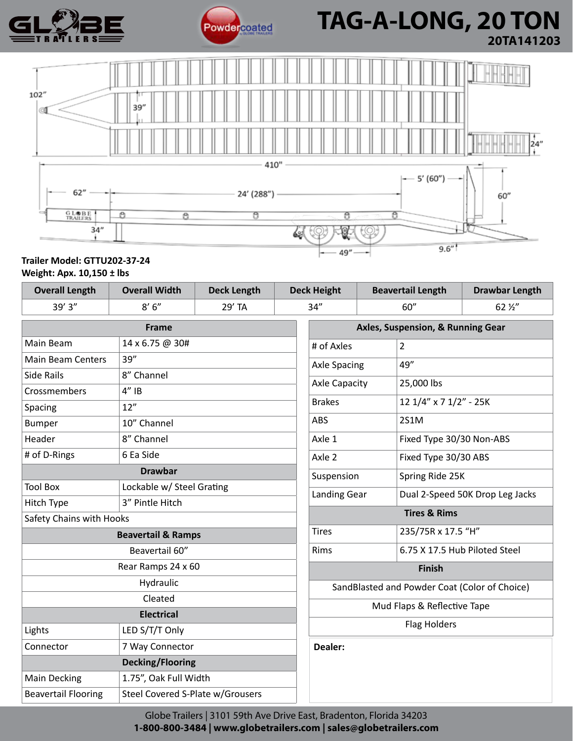# TAG-A-LONG, 20 TON

## 20TA141203

102"
39"
24"
410"
5' (60")
62"
24' (288")
60"
34"
49"
9.6"

**Trailer Model: GTTU202-37-24**
**Weight: Apx. 10,150 ± lbs**

| Overall Length | Overall Width | Deck Length | Deck Height | Beavertail Length | Drawbar Length |
|---|---|---|---|---|---|
| 39' 3" | 8' 6" | 29' TA | 34" | 60" | 62 ½" |

| Frame | |
|---|---|
| Main Beam | 14 x 6.75 @ 30# |
| Main Beam Centers | 39" |
| Side Rails | 8" Channel |
| Crossmembers | 4" IB |
| Spacing | 12" |
| Bumper | 10" Channel |
| Header | 8" Channel |
| # of D-Rings | 6 Ea Side |
| **Drawbar** | |
| Tool Box | Lockable w/ Steel Grating |
| Hitch Type | 3" Pintle Hitch |
| Safety Chains with Hooks | |
| **Beavertail & Ramps** | |
| Beavertail 60" | |
| Rear Ramps 24 x 60 | |
| Hydraulic | |
| Cleated | |
| **Electrical** | |
| Lights | LED S/T/T Only |
| Connector | 7 Way Connector |
| **Decking/Flooring** | |
| Main Decking | 1.75", Oak Full Width |
| Beavertail Flooring | Steel Covered S-Plate w/Grousers |

| Axles, Suspension, & Running Gear | |
|---|---|
| # of Axles | 2 |
| Axle Spacing | 49" |
| Axle Capacity | 25,000 lbs |
| Brakes | 12 1/4" x 7 1/2" - 25K |
| ABS | 2S1M |
| Axle 1 | Fixed Type 30/30 Non-ABS |
| Axle 2 | Fixed Type 30/30 ABS |
| Suspension | Spring Ride 25K |
| Landing Gear | Dual 2-Speed 50K Drop Leg Jacks |
| **Tires & Rims** | |
| Tires | 235/75R x 17.5 "H" |
| Rims | 6.75 X 17.5 Hub Piloted Steel |
| **Finish** | |
| SandBlasted and Powder Coat (Color of Choice) | |
| Mud Flaps & Reflective Tape | |
| Flag Holders | |

**Dealer:**

Globe Trailers | 3101 59th Ave Drive East, Bradenton, Florida 34203
**1-800-800-3484 | www.globetrailers.com | sales@globetrailers.com**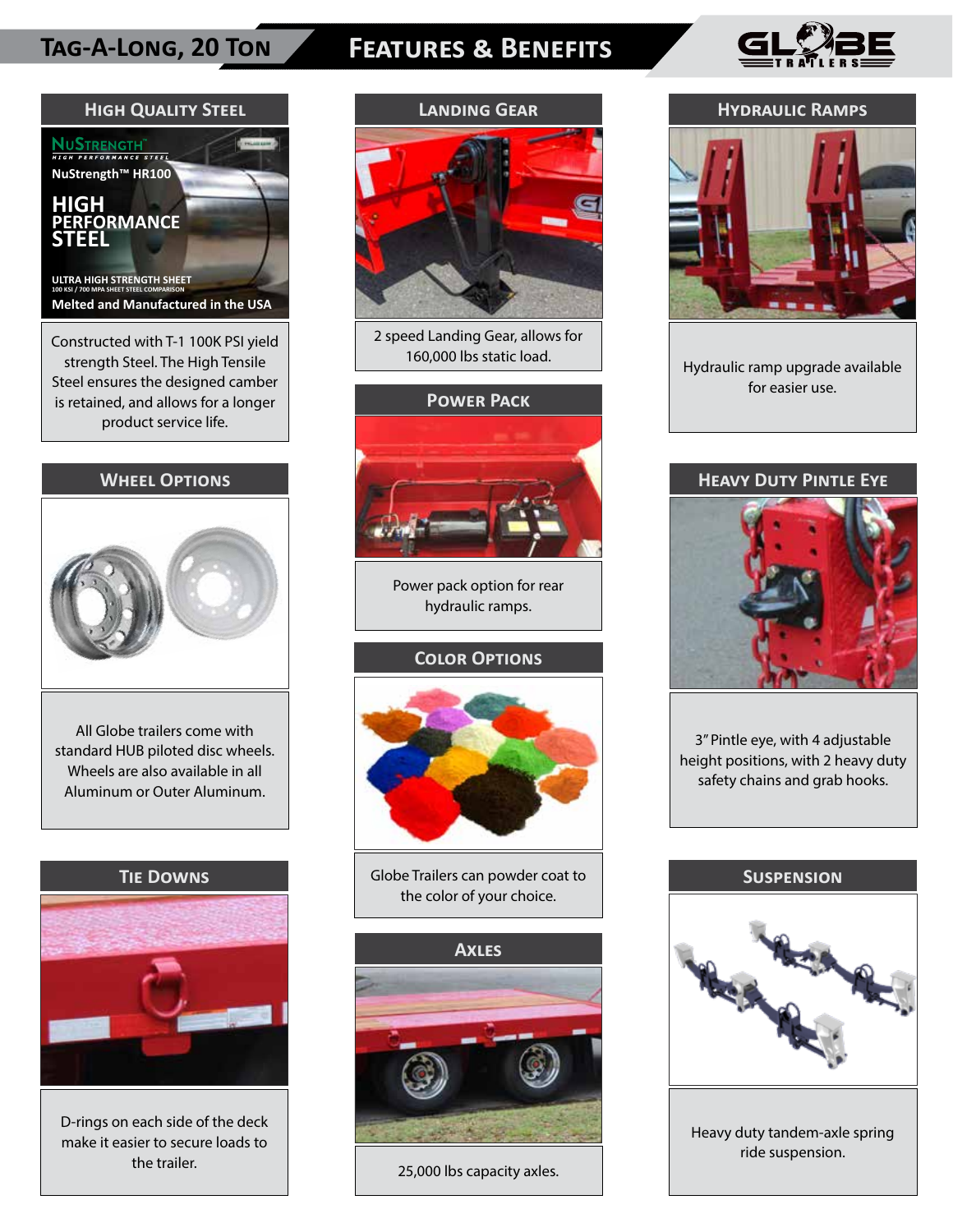# Tag-A-Long, 20 Ton — Features & Benefits

## High Quality Steel

NuStrength™ HIGH PERFORMANCE STEEL

NuStrength™ HR100

HIGH PERFORMANCE STEEL

ULTRA HIGH STRENGTH SHEET

100 KSI / 700 MPA SHEET STEEL COMPARISON

Melted and Manufactured in the USA

Constructed with T-1 100K PSI yield strength Steel. The High Tensile Steel ensures the designed camber is retained, and allows for a longer product service life.

## Wheel Options

All Globe trailers come with standard HUB piloted disc wheels. Wheels are also available in all Aluminum or Outer Aluminum.

## Tie Downs

D-rings on each side of the deck make it easier to secure loads to the trailer.

## Landing Gear

2 speed Landing Gear, allows for 160,000 lbs static load.

## Power Pack

Power pack option for rear hydraulic ramps.

## Color Options

Globe Trailers can powder coat to the color of your choice.

## Axles

25,000 lbs capacity axles.

## Hydraulic Ramps

Hydraulic ramp upgrade available for easier use.

## Heavy Duty Pintle Eye

3" Pintle eye, with 4 adjustable height positions, with 2 heavy duty safety chains and grab hooks.

## Suspension

Heavy duty tandem-axle spring ride suspension.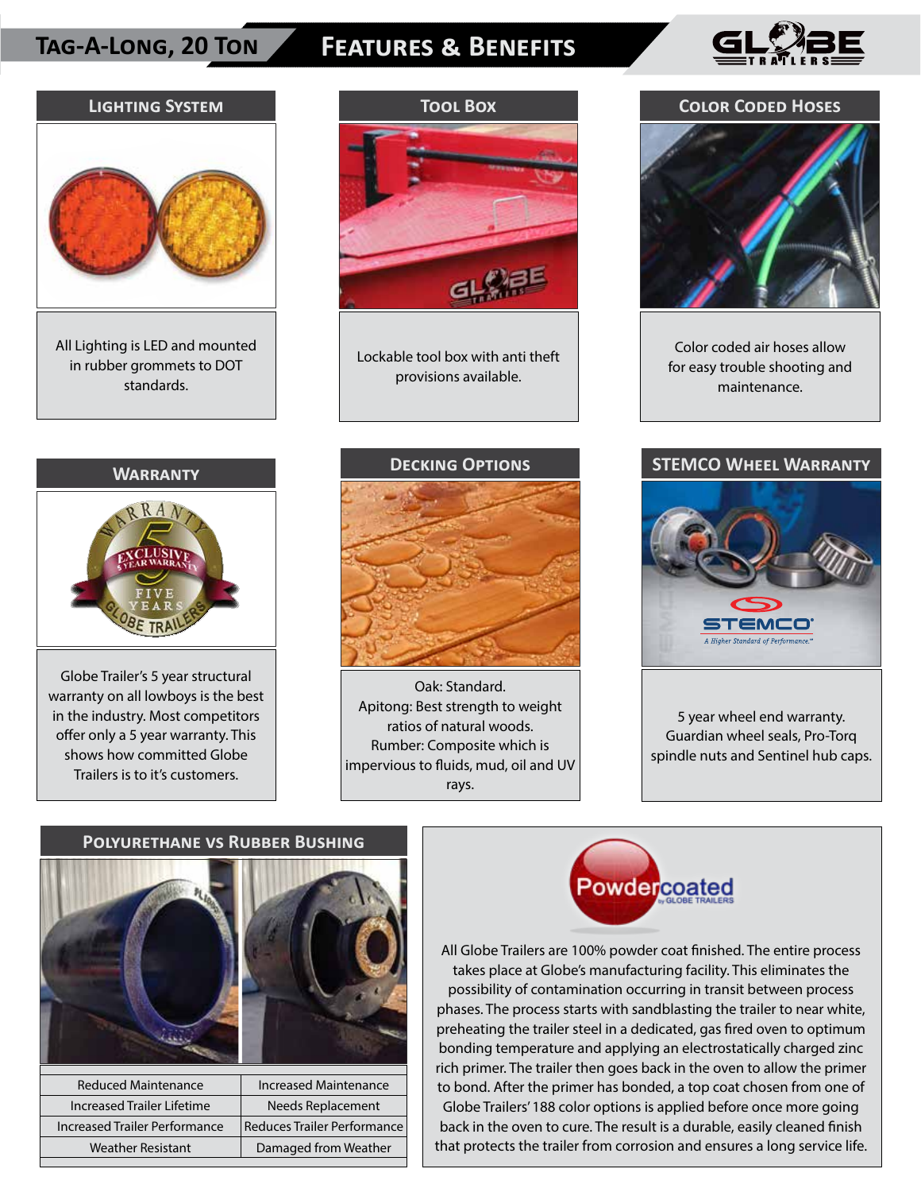# Tag-A-Long, 20 Ton

# Features & Benefits

## Lighting System

All Lighting is LED and mounted in rubber grommets to DOT standards.

## Tool Box

Lockable tool box with anti theft provisions available.

## Color Coded Hoses

Color coded air hoses allow for easy trouble shooting and maintenance.

## Warranty

Globe Trailer's 5 year structural warranty on all lowboys is the best in the industry. Most competitors offer only a 5 year warranty. This shows how committed Globe Trailers is to it's customers.

## Decking Options

Oak: Standard.
Apitong: Best strength to weight ratios of natural woods.
Rumber: Composite which is impervious to fluids, mud, oil and UV rays.

## STEMCO Wheel Warranty

5 year wheel end warranty. Guardian wheel seals, Pro-Torq spindle nuts and Sentinel hub caps.

## Polyurethane vs Rubber Bushing

| | |
|---|---|
| Reduced Maintenance | Increased Maintenance |
| Increased Trailer Lifetime | Needs Replacement |
| Increased Trailer Performance | Reduces Trailer Performance |
| Weather Resistant | Damaged from Weather |

## Powdercoated by Globe Trailers

All Globe Trailers are 100% powder coat finished. The entire process takes place at Globe's manufacturing facility. This eliminates the possibility of contamination occurring in transit between process phases. The process starts with sandblasting the trailer to near white, preheating the trailer steel in a dedicated, gas fired oven to optimum bonding temperature and applying an electrostatically charged zinc rich primer. The trailer then goes back in the oven to allow the primer to bond. After the primer has bonded, a top coat chosen from one of Globe Trailers' 188 color options is applied before once more going back in the oven to cure. The result is a durable, easily cleaned finish that protects the trailer from corrosion and ensures a long service life.